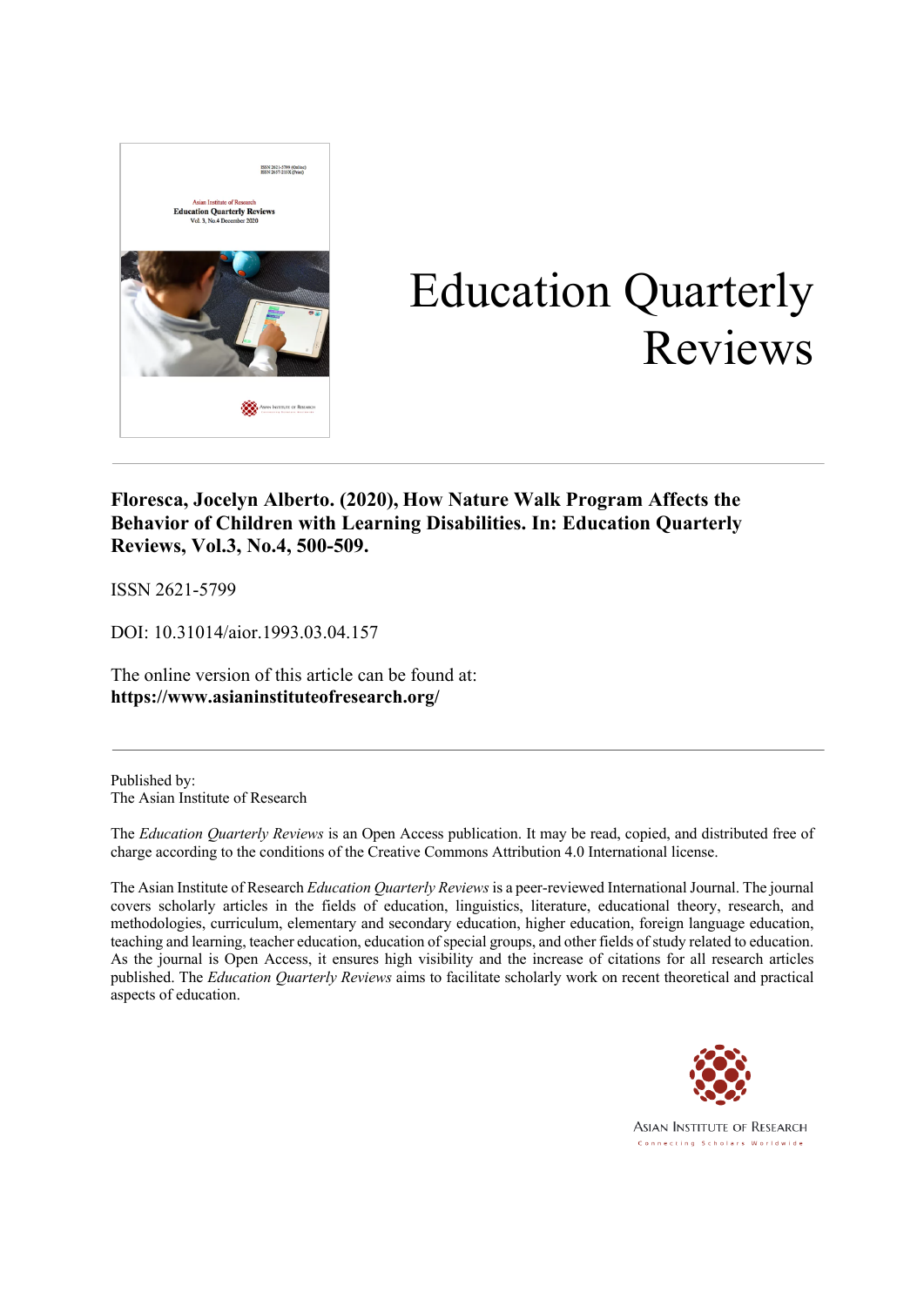# Education Quarterly Reviews

**Floresca, Jocelyn Alberto. (2020), How Nature Walk Program Affects the Behavior of Children with Learning Disabilities. In: Education Quarterly Reviews, Vol.3, No.4, 500-509.**

ISSN 2621-5799

DOI: 10.31014/aior.1993.03.04.157

The online version of this article can be found at:
**https://www.asianinstituteofresearch.org/**

Published by:
The Asian Institute of Research

The *Education Quarterly Reviews* is an Open Access publication. It may be read, copied, and distributed free of charge according to the conditions of the Creative Commons Attribution 4.0 International license.

The Asian Institute of Research *Education Quarterly Reviews* is a peer-reviewed International Journal. The journal covers scholarly articles in the fields of education, linguistics, literature, educational theory, research, and methodologies, curriculum, elementary and secondary education, higher education, foreign language education, teaching and learning, teacher education, education of special groups, and other fields of study related to education. As the journal is Open Access, it ensures high visibility and the increase of citations for all research articles published. The *Education Quarterly Reviews* aims to facilitate scholarly work on recent theoretical and practical aspects of education.

ASIAN INSTITUTE OF RESEARCH
Connecting Scholars Worldwide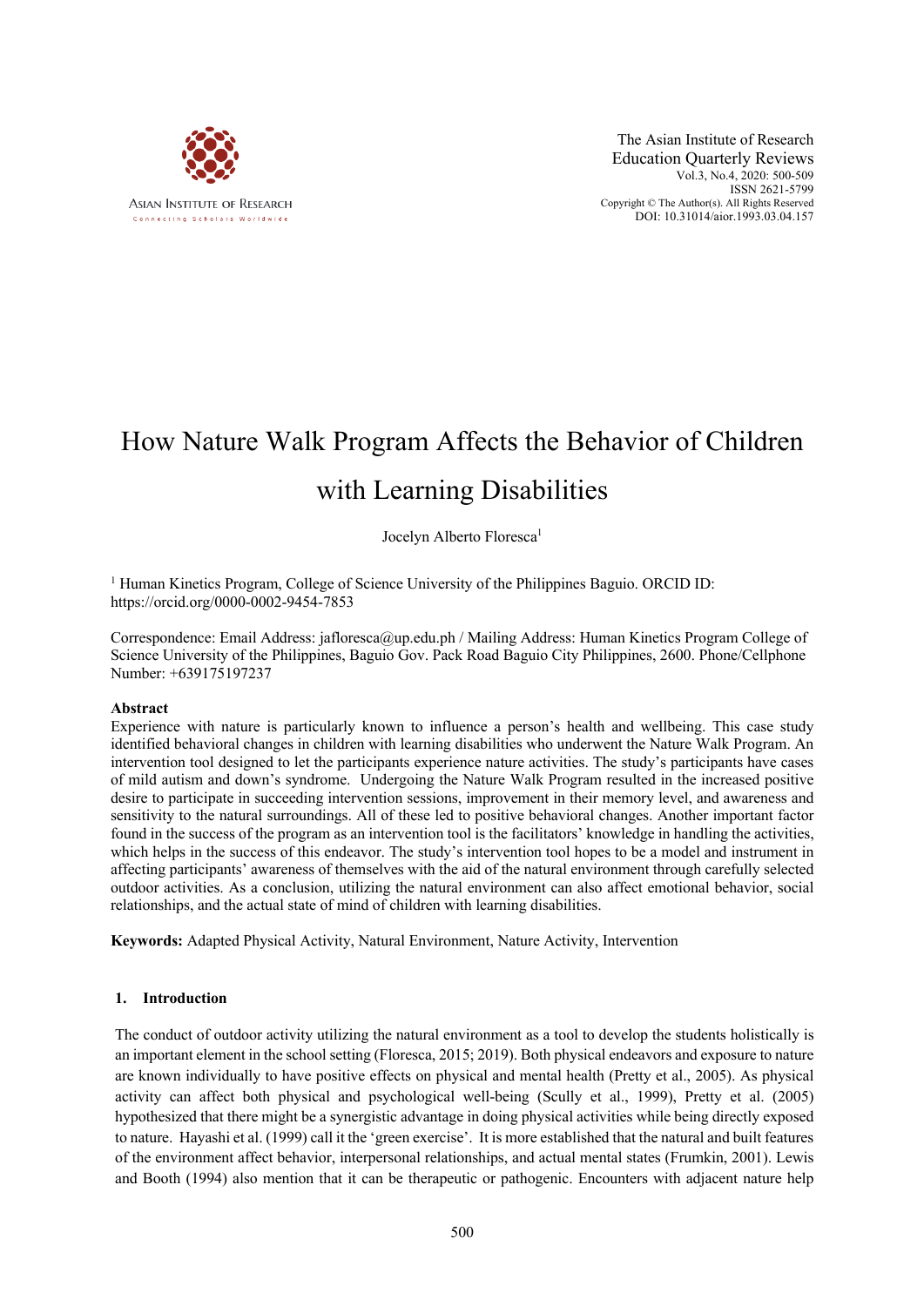# How Nature Walk Program Affects the Behavior of Children with Learning Disabilities

Jocelyn Alberto Floresca[1]

[1] Human Kinetics Program, College of Science University of the Philippines Baguio. ORCID ID: https://orcid.org/0000-0002-9454-7853

Correspondence: Email Address: jafloresca@up.edu.ph / Mailing Address: Human Kinetics Program College of Science University of the Philippines, Baguio Gov. Pack Road Baguio City Philippines, 2600. Phone/Cellphone Number: +639175197237

## Abstract

Experience with nature is particularly known to influence a person's health and wellbeing. This case study identified behavioral changes in children with learning disabilities who underwent the Nature Walk Program. An intervention tool designed to let the participants experience nature activities. The study's participants have cases of mild autism and down's syndrome. Undergoing the Nature Walk Program resulted in the increased positive desire to participate in succeeding intervention sessions, improvement in their memory level, and awareness and sensitivity to the natural surroundings. All of these led to positive behavioral changes. Another important factor found in the success of the program as an intervention tool is the facilitators' knowledge in handling the activities, which helps in the success of this endeavor. The study's intervention tool hopes to be a model and instrument in affecting participants' awareness of themselves with the aid of the natural environment through carefully selected outdoor activities. As a conclusion, utilizing the natural environment can also affect emotional behavior, social relationships, and the actual state of mind of children with learning disabilities.

**Keywords:** Adapted Physical Activity, Natural Environment, Nature Activity, Intervention

## 1. Introduction

The conduct of outdoor activity utilizing the natural environment as a tool to develop the students holistically is an important element in the school setting (Floresca, 2015; 2019). Both physical endeavors and exposure to nature are known individually to have positive effects on physical and mental health (Pretty et al., 2005). As physical activity can affect both physical and psychological well-being (Scully et al., 1999), Pretty et al. (2005) hypothesized that there might be a synergistic advantage in doing physical activities while being directly exposed to nature. Hayashi et al. (1999) call it the 'green exercise'. It is more established that the natural and built features of the environment affect behavior, interpersonal relationships, and actual mental states (Frumkin, 2001). Lewis and Booth (1994) also mention that it can be therapeutic or pathogenic. Encounters with adjacent nature help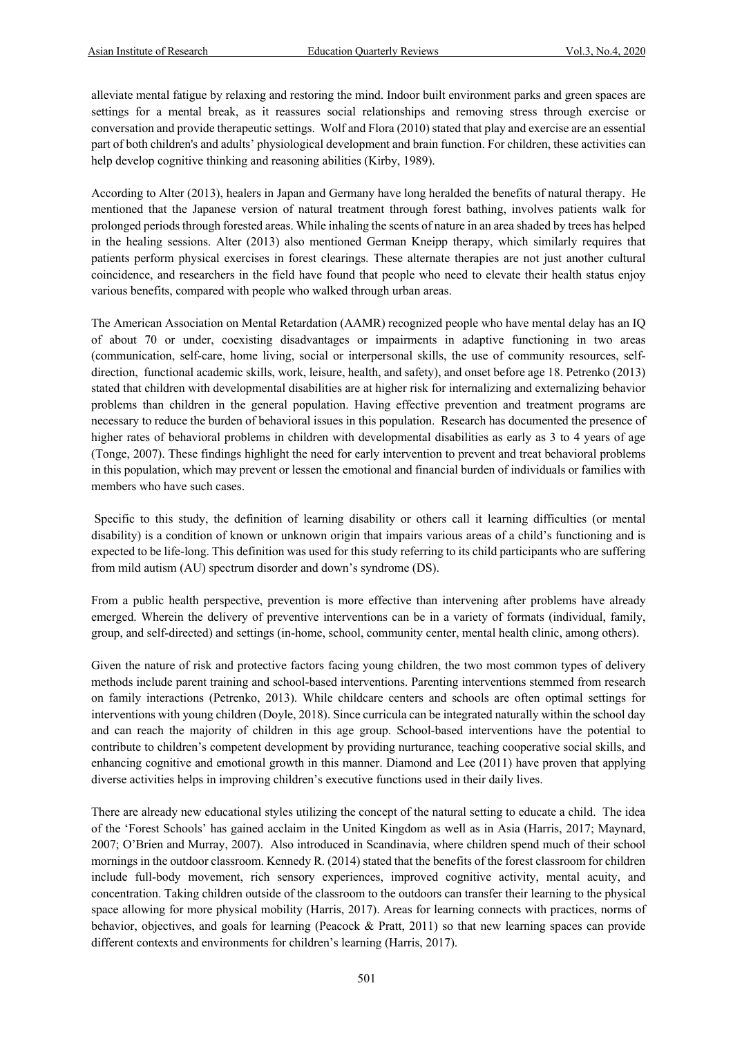alleviate mental fatigue by relaxing and restoring the mind. Indoor built environment parks and green spaces are settings for a mental break, as it reassures social relationships and removing stress through exercise or conversation and provide therapeutic settings. Wolf and Flora (2010) stated that play and exercise are an essential part of both children's and adults' physiological development and brain function. For children, these activities can help develop cognitive thinking and reasoning abilities (Kirby, 1989).

According to Alter (2013), healers in Japan and Germany have long heralded the benefits of natural therapy. He mentioned that the Japanese version of natural treatment through forest bathing, involves patients walk for prolonged periods through forested areas. While inhaling the scents of nature in an area shaded by trees has helped in the healing sessions. Alter (2013) also mentioned German Kneipp therapy, which similarly requires that patients perform physical exercises in forest clearings. These alternate therapies are not just another cultural coincidence, and researchers in the field have found that people who need to elevate their health status enjoy various benefits, compared with people who walked through urban areas.

The American Association on Mental Retardation (AAMR) recognized people who have mental delay has an IQ of about 70 or under, coexisting disadvantages or impairments in adaptive functioning in two areas (communication, self-care, home living, social or interpersonal skills, the use of community resources, self-direction, functional academic skills, work, leisure, health, and safety), and onset before age 18. Petrenko (2013) stated that children with developmental disabilities are at higher risk for internalizing and externalizing behavior problems than children in the general population. Having effective prevention and treatment programs are necessary to reduce the burden of behavioral issues in this population. Research has documented the presence of higher rates of behavioral problems in children with developmental disabilities as early as 3 to 4 years of age (Tonge, 2007). These findings highlight the need for early intervention to prevent and treat behavioral problems in this population, which may prevent or lessen the emotional and financial burden of individuals or families with members who have such cases.

Specific to this study, the definition of learning disability or others call it learning difficulties (or mental disability) is a condition of known or unknown origin that impairs various areas of a child's functioning and is expected to be life-long. This definition was used for this study referring to its child participants who are suffering from mild autism (AU) spectrum disorder and down's syndrome (DS).

From a public health perspective, prevention is more effective than intervening after problems have already emerged. Wherein the delivery of preventive interventions can be in a variety of formats (individual, family, group, and self-directed) and settings (in-home, school, community center, mental health clinic, among others).

Given the nature of risk and protective factors facing young children, the two most common types of delivery methods include parent training and school-based interventions. Parenting interventions stemmed from research on family interactions (Petrenko, 2013). While childcare centers and schools are often optimal settings for interventions with young children (Doyle, 2018). Since curricula can be integrated naturally within the school day and can reach the majority of children in this age group. School-based interventions have the potential to contribute to children's competent development by providing nurturance, teaching cooperative social skills, and enhancing cognitive and emotional growth in this manner. Diamond and Lee (2011) have proven that applying diverse activities helps in improving children's executive functions used in their daily lives.

There are already new educational styles utilizing the concept of the natural setting to educate a child. The idea of the 'Forest Schools' has gained acclaim in the United Kingdom as well as in Asia (Harris, 2017; Maynard, 2007; O'Brien and Murray, 2007). Also introduced in Scandinavia, where children spend much of their school mornings in the outdoor classroom. Kennedy R. (2014) stated that the benefits of the forest classroom for children include full-body movement, rich sensory experiences, improved cognitive activity, mental acuity, and concentration. Taking children outside of the classroom to the outdoors can transfer their learning to the physical space allowing for more physical mobility (Harris, 2017). Areas for learning connects with practices, norms of behavior, objectives, and goals for learning (Peacock & Pratt, 2011) so that new learning spaces can provide different contexts and environments for children's learning (Harris, 2017).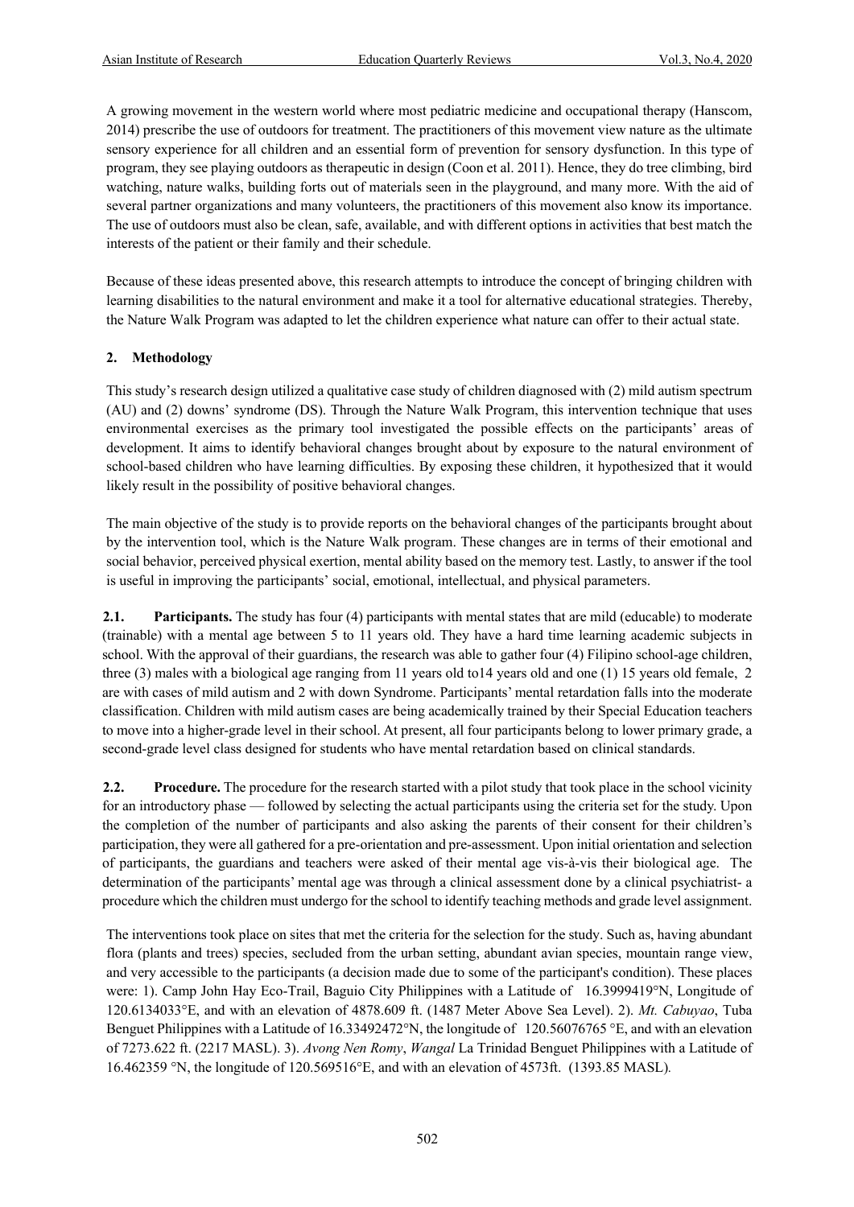A growing movement in the western world where most pediatric medicine and occupational therapy (Hanscom, 2014) prescribe the use of outdoors for treatment. The practitioners of this movement view nature as the ultimate sensory experience for all children and an essential form of prevention for sensory dysfunction. In this type of program, they see playing outdoors as therapeutic in design (Coon et al. 2011). Hence, they do tree climbing, bird watching, nature walks, building forts out of materials seen in the playground, and many more. With the aid of several partner organizations and many volunteers, the practitioners of this movement also know its importance. The use of outdoors must also be clean, safe, available, and with different options in activities that best match the interests of the patient or their family and their schedule.

Because of these ideas presented above, this research attempts to introduce the concept of bringing children with learning disabilities to the natural environment and make it a tool for alternative educational strategies. Thereby, the Nature Walk Program was adapted to let the children experience what nature can offer to their actual state.

## 2. Methodology

This study's research design utilized a qualitative case study of children diagnosed with (2) mild autism spectrum (AU) and (2) downs' syndrome (DS). Through the Nature Walk Program, this intervention technique that uses environmental exercises as the primary tool investigated the possible effects on the participants' areas of development. It aims to identify behavioral changes brought about by exposure to the natural environment of school-based children who have learning difficulties. By exposing these children, it hypothesized that it would likely result in the possibility of positive behavioral changes.

The main objective of the study is to provide reports on the behavioral changes of the participants brought about by the intervention tool, which is the Nature Walk program. These changes are in terms of their emotional and social behavior, perceived physical exertion, mental ability based on the memory test. Lastly, to answer if the tool is useful in improving the participants' social, emotional, intellectual, and physical parameters.

**2.1. Participants.** The study has four (4) participants with mental states that are mild (educable) to moderate (trainable) with a mental age between 5 to 11 years old. They have a hard time learning academic subjects in school. With the approval of their guardians, the research was able to gather four (4) Filipino school-age children, three (3) males with a biological age ranging from 11 years old to14 years old and one (1) 15 years old female, 2 are with cases of mild autism and 2 with down Syndrome. Participants' mental retardation falls into the moderate classification. Children with mild autism cases are being academically trained by their Special Education teachers to move into a higher-grade level in their school. At present, all four participants belong to lower primary grade, a second-grade level class designed for students who have mental retardation based on clinical standards.

**2.2. Procedure.** The procedure for the research started with a pilot study that took place in the school vicinity for an introductory phase — followed by selecting the actual participants using the criteria set for the study. Upon the completion of the number of participants and also asking the parents of their consent for their children's participation, they were all gathered for a pre-orientation and pre-assessment. Upon initial orientation and selection of participants, the guardians and teachers were asked of their mental age vis-à-vis their biological age. The determination of the participants' mental age was through a clinical assessment done by a clinical psychiatrist- a procedure which the children must undergo for the school to identify teaching methods and grade level assignment.

The interventions took place on sites that met the criteria for the selection for the study. Such as, having abundant flora (plants and trees) species, secluded from the urban setting, abundant avian species, mountain range view, and very accessible to the participants (a decision made due to some of the participant's condition). These places were: 1). Camp John Hay Eco-Trail, Baguio City Philippines with a Latitude of 16.3999419°N, Longitude of 120.6134033°E, and with an elevation of 4878.609 ft. (1487 Meter Above Sea Level). 2). *Mt. Cabuyao*, Tuba Benguet Philippines with a Latitude of 16.33492472°N, the longitude of 120.56076765 °E, and with an elevation of 7273.622 ft. (2217 MASL). 3). *Avong Nen Romy*, *Wangal* La Trinidad Benguet Philippines with a Latitude of 16.462359 °N, the longitude of 120.569516°E, and with an elevation of 4573ft. (1393.85 MASL).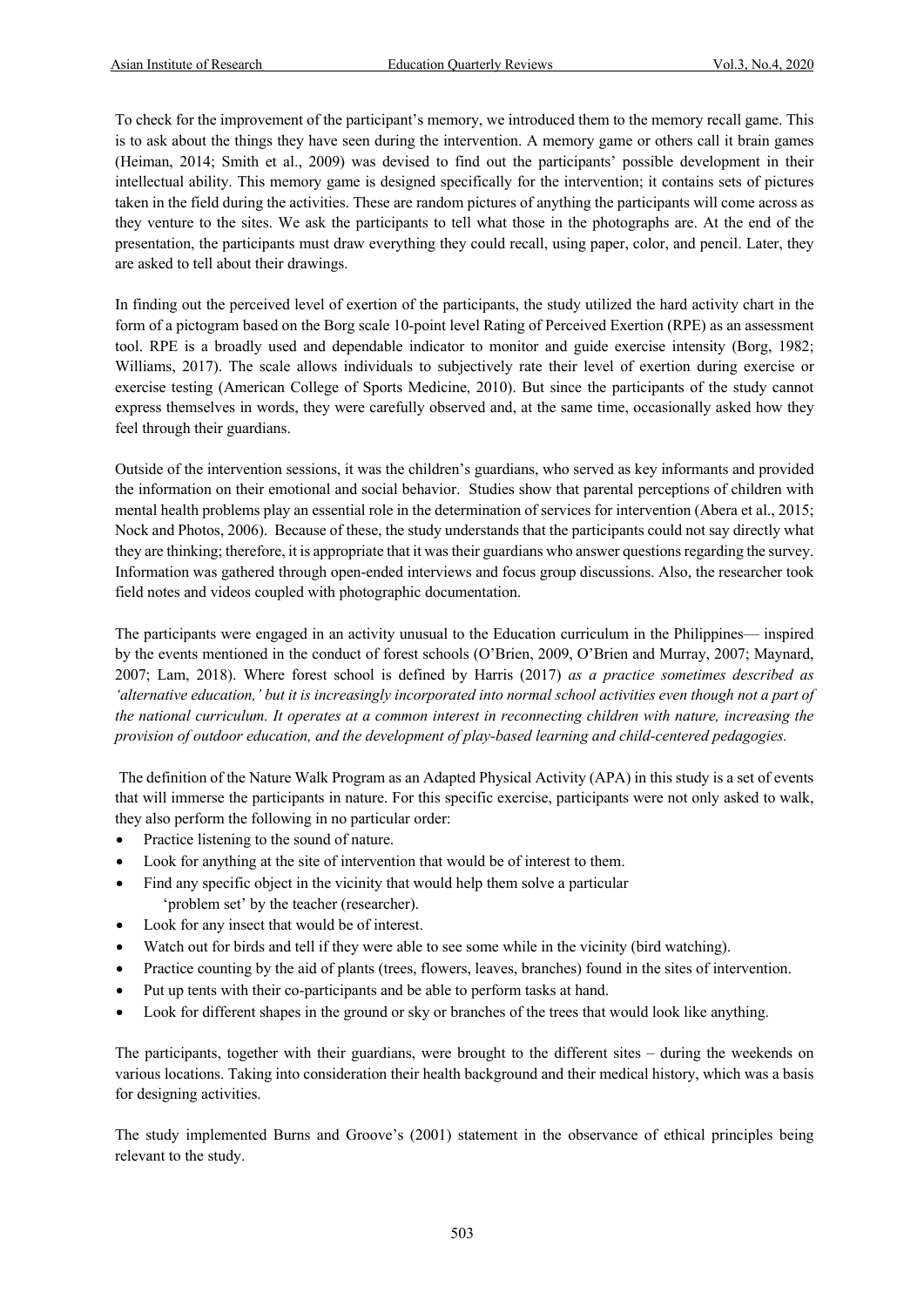To check for the improvement of the participant's memory, we introduced them to the memory recall game. This is to ask about the things they have seen during the intervention. A memory game or others call it brain games (Heiman, 2014; Smith et al., 2009) was devised to find out the participants' possible development in their intellectual ability. This memory game is designed specifically for the intervention; it contains sets of pictures taken in the field during the activities. These are random pictures of anything the participants will come across as they venture to the sites. We ask the participants to tell what those in the photographs are. At the end of the presentation, the participants must draw everything they could recall, using paper, color, and pencil. Later, they are asked to tell about their drawings.

In finding out the perceived level of exertion of the participants, the study utilized the hard activity chart in the form of a pictogram based on the Borg scale 10-point level Rating of Perceived Exertion (RPE) as an assessment tool. RPE is a broadly used and dependable indicator to monitor and guide exercise intensity (Borg, 1982; Williams, 2017). The scale allows individuals to subjectively rate their level of exertion during exercise or exercise testing (American College of Sports Medicine, 2010). But since the participants of the study cannot express themselves in words, they were carefully observed and, at the same time, occasionally asked how they feel through their guardians.

Outside of the intervention sessions, it was the children's guardians, who served as key informants and provided the information on their emotional and social behavior. Studies show that parental perceptions of children with mental health problems play an essential role in the determination of services for intervention (Abera et al., 2015; Nock and Photos, 2006). Because of these, the study understands that the participants could not say directly what they are thinking; therefore, it is appropriate that it was their guardians who answer questions regarding the survey. Information was gathered through open-ended interviews and focus group discussions. Also, the researcher took field notes and videos coupled with photographic documentation.

The participants were engaged in an activity unusual to the Education curriculum in the Philippines— inspired by the events mentioned in the conduct of forest schools (O'Brien, 2009, O'Brien and Murray, 2007; Maynard, 2007; Lam, 2018). Where forest school is defined by Harris (2017) *as a practice sometimes described as 'alternative education,' but it is increasingly incorporated into normal school activities even though not a part of the national curriculum. It operates at a common interest in reconnecting children with nature, increasing the provision of outdoor education, and the development of play-based learning and child-centered pedagogies.*

The definition of the Nature Walk Program as an Adapted Physical Activity (APA) in this study is a set of events that will immerse the participants in nature. For this specific exercise, participants were not only asked to walk, they also perform the following in no particular order:

- Practice listening to the sound of nature.
- Look for anything at the site of intervention that would be of interest to them.
- Find any specific object in the vicinity that would help them solve a particular 'problem set' by the teacher (researcher).
- Look for any insect that would be of interest.
- Watch out for birds and tell if they were able to see some while in the vicinity (bird watching).
- Practice counting by the aid of plants (trees, flowers, leaves, branches) found in the sites of intervention.
- Put up tents with their co-participants and be able to perform tasks at hand.
- Look for different shapes in the ground or sky or branches of the trees that would look like anything.

The participants, together with their guardians, were brought to the different sites – during the weekends on various locations. Taking into consideration their health background and their medical history, which was a basis for designing activities.

The study implemented Burns and Groove's (2001) statement in the observance of ethical principles being relevant to the study.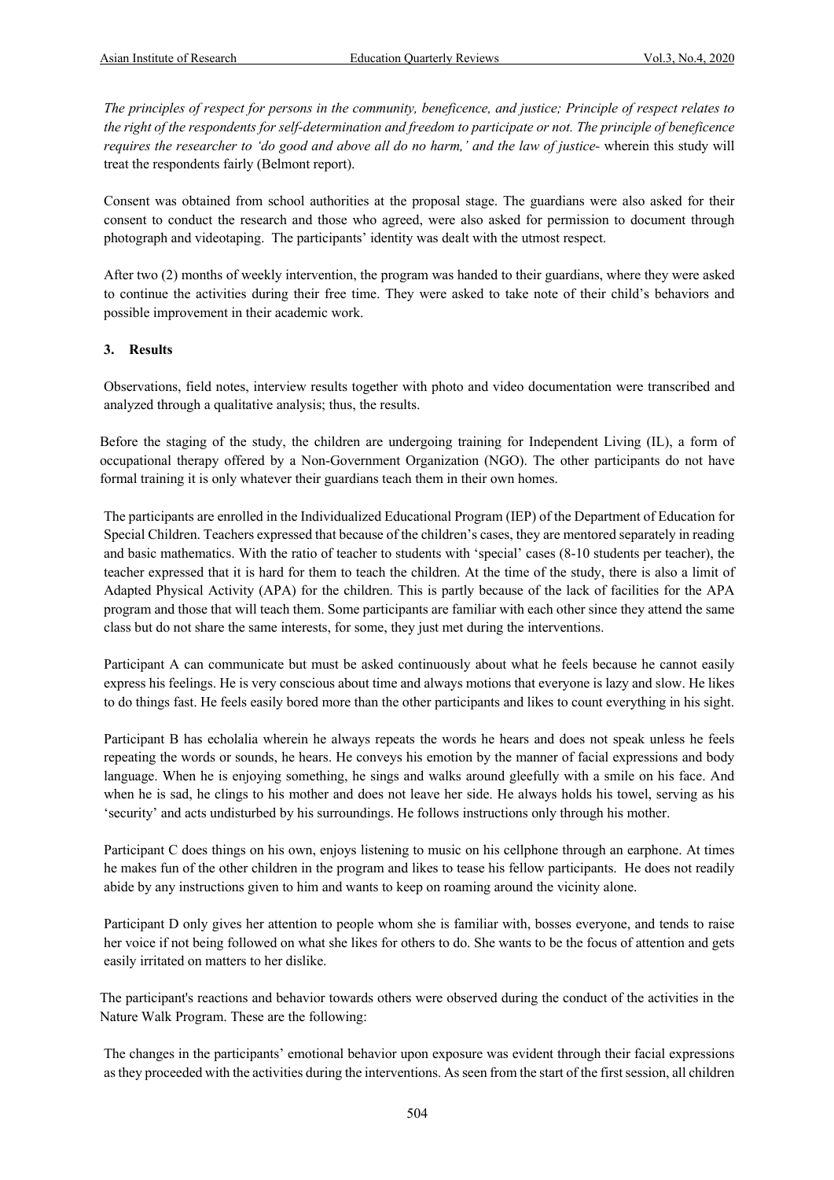*The principles of respect for persons in the community, beneficence, and justice; Principle of respect relates to the right of the respondents for self-determination and freedom to participate or not. The principle of beneficence requires the researcher to 'do good and above all do no harm,' and the law of justice-* wherein this study will treat the respondents fairly (Belmont report).

Consent was obtained from school authorities at the proposal stage. The guardians were also asked for their consent to conduct the research and those who agreed, were also asked for permission to document through photograph and videotaping. The participants' identity was dealt with the utmost respect.

After two (2) months of weekly intervention, the program was handed to their guardians, where they were asked to continue the activities during their free time. They were asked to take note of their child's behaviors and possible improvement in their academic work.

## 3. Results

Observations, field notes, interview results together with photo and video documentation were transcribed and analyzed through a qualitative analysis; thus, the results.

Before the staging of the study, the children are undergoing training for Independent Living (IL), a form of occupational therapy offered by a Non-Government Organization (NGO). The other participants do not have formal training it is only whatever their guardians teach them in their own homes.

The participants are enrolled in the Individualized Educational Program (IEP) of the Department of Education for Special Children. Teachers expressed that because of the children's cases, they are mentored separately in reading and basic mathematics. With the ratio of teacher to students with 'special' cases (8-10 students per teacher), the teacher expressed that it is hard for them to teach the children. At the time of the study, there is also a limit of Adapted Physical Activity (APA) for the children. This is partly because of the lack of facilities for the APA program and those that will teach them. Some participants are familiar with each other since they attend the same class but do not share the same interests, for some, they just met during the interventions.

Participant A can communicate but must be asked continuously about what he feels because he cannot easily express his feelings. He is very conscious about time and always motions that everyone is lazy and slow. He likes to do things fast. He feels easily bored more than the other participants and likes to count everything in his sight.

Participant B has echolalia wherein he always repeats the words he hears and does not speak unless he feels repeating the words or sounds, he hears. He conveys his emotion by the manner of facial expressions and body language. When he is enjoying something, he sings and walks around gleefully with a smile on his face. And when he is sad, he clings to his mother and does not leave her side. He always holds his towel, serving as his 'security' and acts undisturbed by his surroundings. He follows instructions only through his mother.

Participant C does things on his own, enjoys listening to music on his cellphone through an earphone. At times he makes fun of the other children in the program and likes to tease his fellow participants. He does not readily abide by any instructions given to him and wants to keep on roaming around the vicinity alone.

Participant D only gives her attention to people whom she is familiar with, bosses everyone, and tends to raise her voice if not being followed on what she likes for others to do. She wants to be the focus of attention and gets easily irritated on matters to her dislike.

The participant's reactions and behavior towards others were observed during the conduct of the activities in the Nature Walk Program. These are the following:

The changes in the participants' emotional behavior upon exposure was evident through their facial expressions as they proceeded with the activities during the interventions. As seen from the start of the first session, all children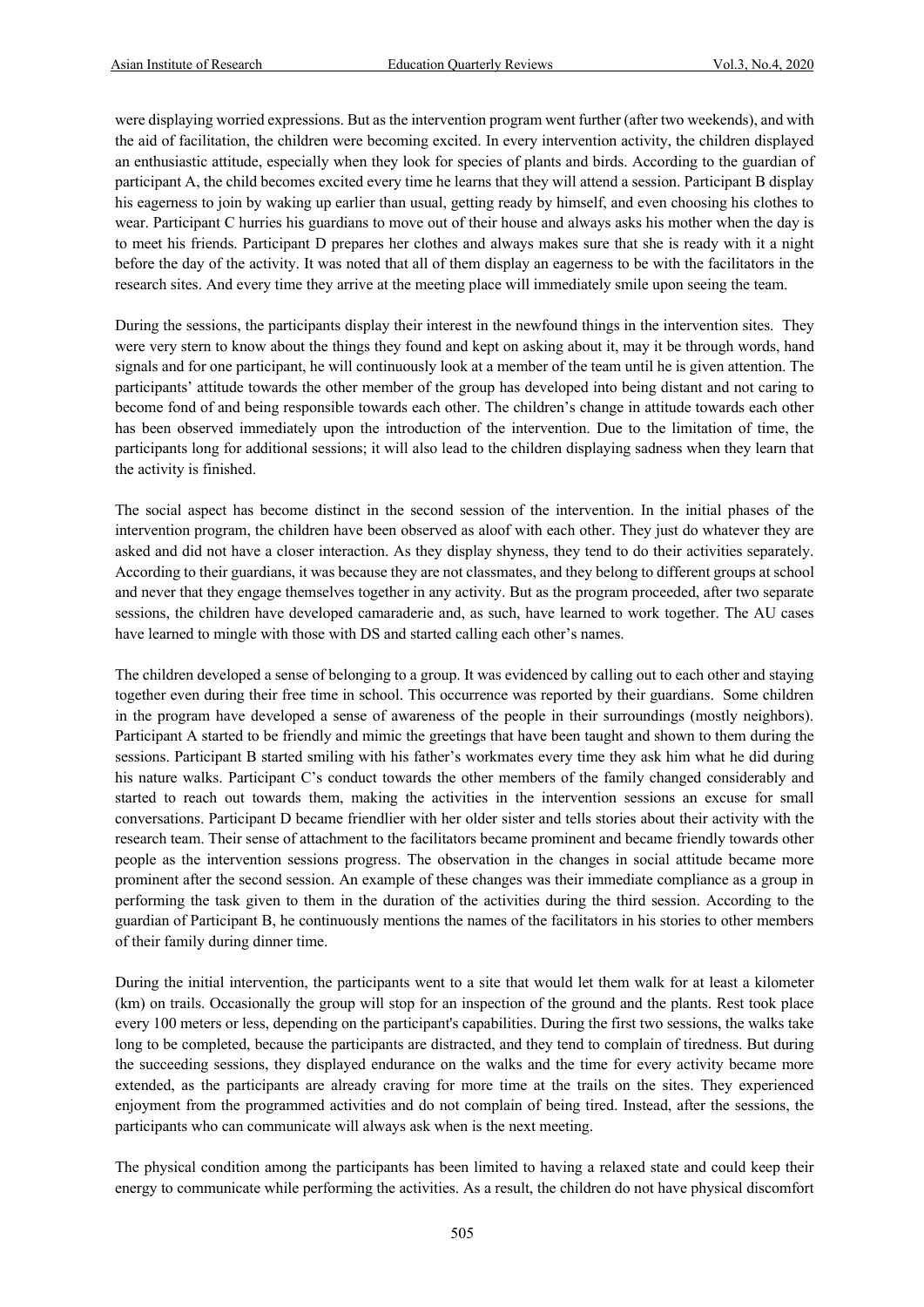were displaying worried expressions. But as the intervention program went further (after two weekends), and with the aid of facilitation, the children were becoming excited. In every intervention activity, the children displayed an enthusiastic attitude, especially when they look for species of plants and birds. According to the guardian of participant A, the child becomes excited every time he learns that they will attend a session. Participant B display his eagerness to join by waking up earlier than usual, getting ready by himself, and even choosing his clothes to wear. Participant C hurries his guardians to move out of their house and always asks his mother when the day is to meet his friends. Participant D prepares her clothes and always makes sure that she is ready with it a night before the day of the activity. It was noted that all of them display an eagerness to be with the facilitators in the research sites. And every time they arrive at the meeting place will immediately smile upon seeing the team.

During the sessions, the participants display their interest in the newfound things in the intervention sites. They were very stern to know about the things they found and kept on asking about it, may it be through words, hand signals and for one participant, he will continuously look at a member of the team until he is given attention. The participants' attitude towards the other member of the group has developed into being distant and not caring to become fond of and being responsible towards each other. The children's change in attitude towards each other has been observed immediately upon the introduction of the intervention. Due to the limitation of time, the participants long for additional sessions; it will also lead to the children displaying sadness when they learn that the activity is finished.

The social aspect has become distinct in the second session of the intervention. In the initial phases of the intervention program, the children have been observed as aloof with each other. They just do whatever they are asked and did not have a closer interaction. As they display shyness, they tend to do their activities separately. According to their guardians, it was because they are not classmates, and they belong to different groups at school and never that they engage themselves together in any activity. But as the program proceeded, after two separate sessions, the children have developed camaraderie and, as such, have learned to work together. The AU cases have learned to mingle with those with DS and started calling each other's names.

The children developed a sense of belonging to a group. It was evidenced by calling out to each other and staying together even during their free time in school. This occurrence was reported by their guardians. Some children in the program have developed a sense of awareness of the people in their surroundings (mostly neighbors). Participant A started to be friendly and mimic the greetings that have been taught and shown to them during the sessions. Participant B started smiling with his father's workmates every time they ask him what he did during his nature walks. Participant C's conduct towards the other members of the family changed considerably and started to reach out towards them, making the activities in the intervention sessions an excuse for small conversations. Participant D became friendlier with her older sister and tells stories about their activity with the research team. Their sense of attachment to the facilitators became prominent and became friendly towards other people as the intervention sessions progress. The observation in the changes in social attitude became more prominent after the second session. An example of these changes was their immediate compliance as a group in performing the task given to them in the duration of the activities during the third session. According to the guardian of Participant B, he continuously mentions the names of the facilitators in his stories to other members of their family during dinner time.

During the initial intervention, the participants went to a site that would let them walk for at least a kilometer (km) on trails. Occasionally the group will stop for an inspection of the ground and the plants. Rest took place every 100 meters or less, depending on the participant's capabilities. During the first two sessions, the walks take long to be completed, because the participants are distracted, and they tend to complain of tiredness. But during the succeeding sessions, they displayed endurance on the walks and the time for every activity became more extended, as the participants are already craving for more time at the trails on the sites. They experienced enjoyment from the programmed activities and do not complain of being tired. Instead, after the sessions, the participants who can communicate will always ask when is the next meeting.

The physical condition among the participants has been limited to having a relaxed state and could keep their energy to communicate while performing the activities. As a result, the children do not have physical discomfort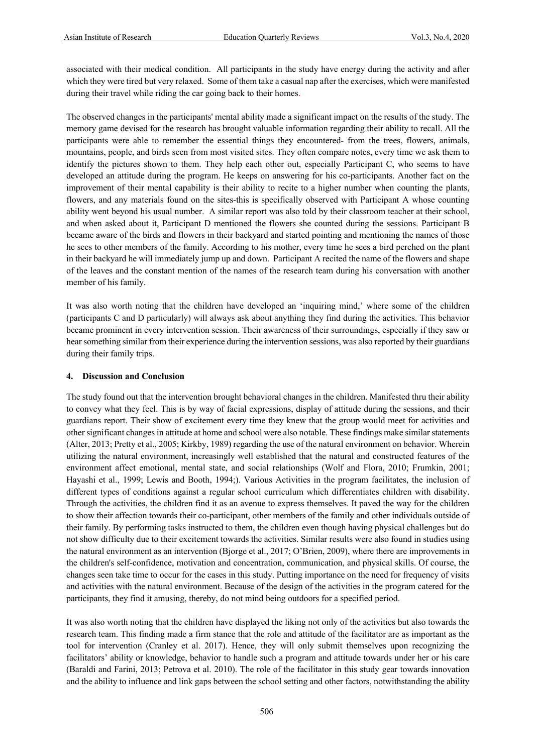associated with their medical condition. All participants in the study have energy during the activity and after which they were tired but very relaxed. Some of them take a casual nap after the exercises, which were manifested during their travel while riding the car going back to their homes.

The observed changes in the participants' mental ability made a significant impact on the results of the study. The memory game devised for the research has brought valuable information regarding their ability to recall. All the participants were able to remember the essential things they encountered- from the trees, flowers, animals, mountains, people, and birds seen from most visited sites. They often compare notes, every time we ask them to identify the pictures shown to them. They help each other out, especially Participant C, who seems to have developed an attitude during the program. He keeps on answering for his co-participants. Another fact on the improvement of their mental capability is their ability to recite to a higher number when counting the plants, flowers, and any materials found on the sites-this is specifically observed with Participant A whose counting ability went beyond his usual number. A similar report was also told by their classroom teacher at their school, and when asked about it, Participant D mentioned the flowers she counted during the sessions. Participant B became aware of the birds and flowers in their backyard and started pointing and mentioning the names of those he sees to other members of the family. According to his mother, every time he sees a bird perched on the plant in their backyard he will immediately jump up and down. Participant A recited the name of the flowers and shape of the leaves and the constant mention of the names of the research team during his conversation with another member of his family.

It was also worth noting that the children have developed an 'inquiring mind,' where some of the children (participants C and D particularly) will always ask about anything they find during the activities. This behavior became prominent in every intervention session. Their awareness of their surroundings, especially if they saw or hear something similar from their experience during the intervention sessions, was also reported by their guardians during their family trips.

## 4. Discussion and Conclusion

The study found out that the intervention brought behavioral changes in the children. Manifested thru their ability to convey what they feel. This is by way of facial expressions, display of attitude during the sessions, and their guardians report. Their show of excitement every time they knew that the group would meet for activities and other significant changes in attitude at home and school were also notable. These findings make similar statements (Alter, 2013; Pretty et al., 2005; Kirkby, 1989) regarding the use of the natural environment on behavior. Wherein utilizing the natural environment, increasingly well established that the natural and constructed features of the environment affect emotional, mental state, and social relationships (Wolf and Flora, 2010; Frumkin, 2001; Hayashi et al., 1999; Lewis and Booth, 1994;). Various Activities in the program facilitates, the inclusion of different types of conditions against a regular school curriculum which differentiates children with disability. Through the activities, the children find it as an avenue to express themselves. It paved the way for the children to show their affection towards their co-participant, other members of the family and other individuals outside of their family. By performing tasks instructed to them, the children even though having physical challenges but do not show difficulty due to their excitement towards the activities. Similar results were also found in studies using the natural environment as an intervention (Bjorge et al., 2017; O'Brien, 2009), where there are improvements in the children's self-confidence, motivation and concentration, communication, and physical skills. Of course, the changes seen take time to occur for the cases in this study. Putting importance on the need for frequency of visits and activities with the natural environment. Because of the design of the activities in the program catered for the participants, they find it amusing, thereby, do not mind being outdoors for a specified period.

It was also worth noting that the children have displayed the liking not only of the activities but also towards the research team. This finding made a firm stance that the role and attitude of the facilitator are as important as the tool for intervention (Cranley et al. 2017). Hence, they will only submit themselves upon recognizing the facilitators' ability or knowledge, behavior to handle such a program and attitude towards under her or his care (Baraldi and Farini, 2013; Petrova et al. 2010). The role of the facilitator in this study gear towards innovation and the ability to influence and link gaps between the school setting and other factors, notwithstanding the ability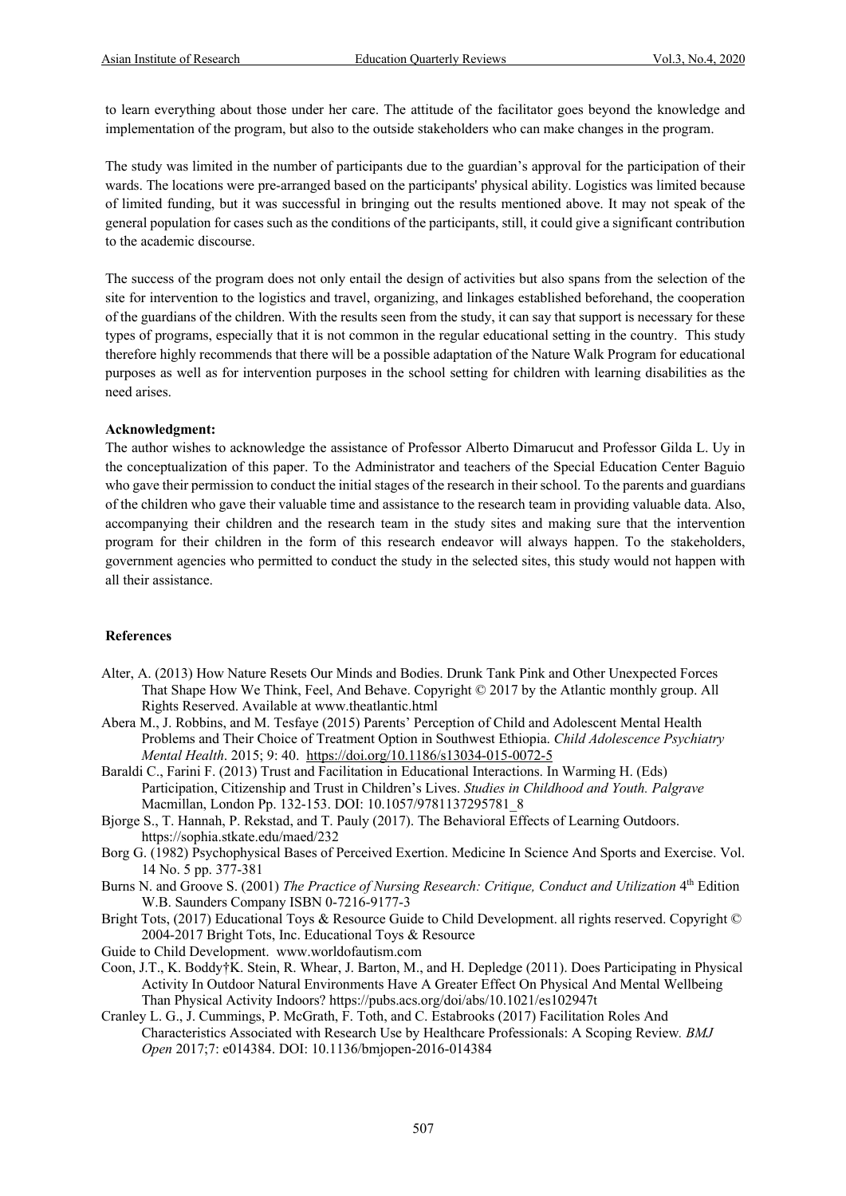to learn everything about those under her care. The attitude of the facilitator goes beyond the knowledge and implementation of the program, but also to the outside stakeholders who can make changes in the program.

The study was limited in the number of participants due to the guardian's approval for the participation of their wards. The locations were pre-arranged based on the participants' physical ability. Logistics was limited because of limited funding, but it was successful in bringing out the results mentioned above. It may not speak of the general population for cases such as the conditions of the participants, still, it could give a significant contribution to the academic discourse.

The success of the program does not only entail the design of activities but also spans from the selection of the site for intervention to the logistics and travel, organizing, and linkages established beforehand, the cooperation of the guardians of the children. With the results seen from the study, it can say that support is necessary for these types of programs, especially that it is not common in the regular educational setting in the country. This study therefore highly recommends that there will be a possible adaptation of the Nature Walk Program for educational purposes as well as for intervention purposes in the school setting for children with learning disabilities as the need arises.

**Acknowledgment:**

The author wishes to acknowledge the assistance of Professor Alberto Dimarucut and Professor Gilda L. Uy in the conceptualization of this paper. To the Administrator and teachers of the Special Education Center Baguio who gave their permission to conduct the initial stages of the research in their school. To the parents and guardians of the children who gave their valuable time and assistance to the research team in providing valuable data. Also, accompanying their children and the research team in the study sites and making sure that the intervention program for their children in the form of this research endeavor will always happen. To the stakeholders, government agencies who permitted to conduct the study in the selected sites, this study would not happen with all their assistance.

**References**

Alter, A. (2013) How Nature Resets Our Minds and Bodies. Drunk Tank Pink and Other Unexpected Forces That Shape How We Think, Feel, And Behave. Copyright © 2017 by the Atlantic monthly group. All Rights Reserved. Available at www.theatlantic.html

Abera M., J. Robbins, and M. Tesfaye (2015) Parents' Perception of Child and Adolescent Mental Health Problems and Their Choice of Treatment Option in Southwest Ethiopia. *Child Adolescence Psychiatry Mental Health*. 2015; 9: 40. https://doi.org/10.1186/s13034-015-0072-5

Baraldi C., Farini F. (2013) Trust and Facilitation in Educational Interactions. In Warming H. (Eds) Participation, Citizenship and Trust in Children's Lives. *Studies in Childhood and Youth. Palgrave* Macmillan, London Pp. 132-153. DOI: 10.1057/9781137295781_8

Bjorge S., T. Hannah, P. Rekstad, and T. Pauly (2017). The Behavioral Effects of Learning Outdoors. https://sophia.stkate.edu/maed/232

Borg G. (1982) Psychophysical Bases of Perceived Exertion. Medicine In Science And Sports and Exercise. Vol. 14 No. 5 pp. 377-381

Burns N. and Groove S. (2001) *The Practice of Nursing Research: Critique, Conduct and Utilization* 4th Edition W.B. Saunders Company ISBN 0-7216-9177-3

Bright Tots, (2017) Educational Toys & Resource Guide to Child Development. all rights reserved. Copyright © 2004-2017 Bright Tots, Inc. Educational Toys & Resource Guide to Child Development. www.worldofautism.com

Coon, J.T., K. Boddy†K. Stein, R. Whear, J. Barton, M., and H. Depledge (2011). Does Participating in Physical Activity In Outdoor Natural Environments Have A Greater Effect On Physical And Mental Wellbeing Than Physical Activity Indoors? https://pubs.acs.org/doi/abs/10.1021/es102947t

Cranley L. G., J. Cummings, P. McGrath, F. Toth, and C. Estabrooks (2017) Facilitation Roles And Characteristics Associated with Research Use by Healthcare Professionals: A Scoping Review. *BMJ Open* 2017;7: e014384. DOI: 10.1136/bmjopen-2016-014384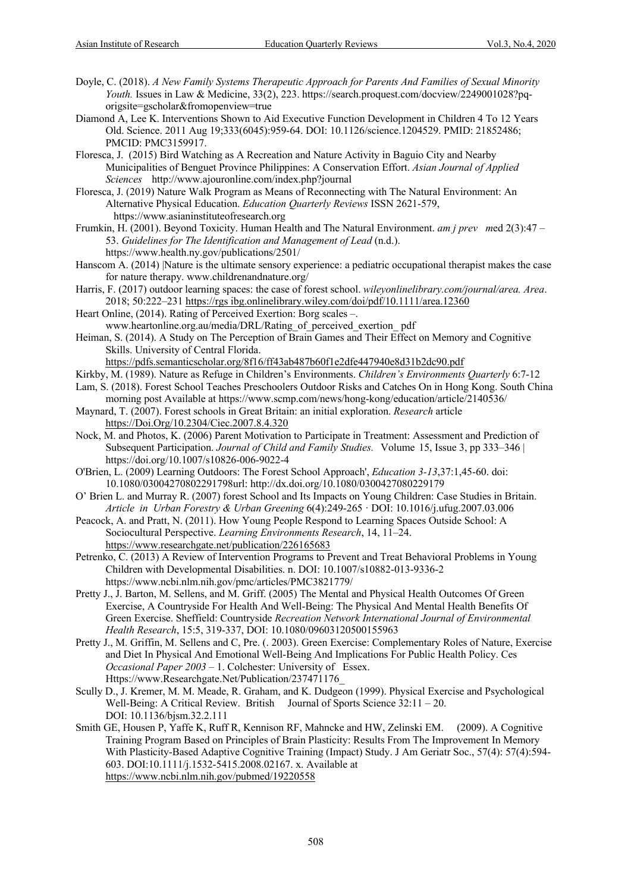Doyle, C. (2018). *A New Family Systems Therapeutic Approach for Parents And Families of Sexual Minority Youth.* Issues in Law & Medicine, 33(2), 223. https://search.proquest.com/docview/2249001028?pq-origsite=gscholar&fromopenview=true

Diamond A, Lee K. Interventions Shown to Aid Executive Function Development in Children 4 To 12 Years Old. Science. 2011 Aug 19;333(6045):959-64. DOI: 10.1126/science.1204529. PMID: 21852486; PMCID: PMC3159917.

Floresca, J. (2015) Bird Watching as A Recreation and Nature Activity in Baguio City and Nearby Municipalities of Benguet Province Philippines: A Conservation Effort. *Asian Journal of Applied Sciences* http://www.ajouronline.com/index.php?journal

Floresca, J. (2019) Nature Walk Program as Means of Reconnecting with The Natural Environment: An Alternative Physical Education. *Education Quarterly Reviews* ISSN 2621-579, https://www.asianinstituteofresearch.org

Frumkin, H. (2001). Beyond Toxicity. Human Health and The Natural Environment. *am j prev m*ed 2(3):47 – 53. *Guidelines for The Identification and Management of Lead* (n.d.). https://www.health.ny.gov/publications/2501/

Hanscom A. (2014) |Nature is the ultimate sensory experience: a pediatric occupational therapist makes the case for nature therapy. www.childrenandnature.org/

Harris, F. (2017) outdoor learning spaces: the case of forest school. *wileyonlinelibrary.com/journal/area. Area*. 2018; 50:222–231 https://rgs ibg.onlinelibrary.wiley.com/doi/pdf/10.1111/area.12360

Heart Online, (2014). Rating of Perceived Exertion: Borg scales –. www.heartonline.org.au/media/DRL/Rating_of_perceived_exertion_ pdf

Heiman, S. (2014). A Study on The Perception of Brain Games and Their Effect on Memory and Cognitive Skills. University of Central Florida. https://pdfs.semanticscholar.org/8f16/ff43ab487b60f1e2dfe447940e8d31b2dc90.pdf

Kirkby, M. (1989). Nature as Refuge in Children's Environments. *Children's Environments Quarterly* 6:7-12

Lam, S. (2018). Forest School Teaches Preschoolers Outdoor Risks and Catches On in Hong Kong. South China morning post Available at https://www.scmp.com/news/hong-kong/education/article/2140536/

Maynard, T. (2007). Forest schools in Great Britain: an initial exploration. *Research* article https://Doi.Org/10.2304/Ciec.2007.8.4.320

Nock, M. and Photos, K. (2006) Parent Motivation to Participate in Treatment: Assessment and Prediction of Subsequent Participation. *Journal of Child and Family Studies.* Volume 15, Issue 3, pp 333–346 | https://doi.org/10.1007/s10826-006-9022-4

O'Brien, L. (2009) Learning Outdoors: The Forest School Approach', *Education 3-13*,37:1,45-60. doi: 10.1080/03004270802291798url: http://dx.doi.org/10.1080/0300427080229179

O' Brien L. and Murray R. (2007) forest School and Its Impacts on Young Children: Case Studies in Britain. *Article in Urban Forestry & Urban Greening* 6(4):249-265 · DOI: 10.1016/j.ufug.2007.03.006

Peacock, A. and Pratt, N. (2011). How Young People Respond to Learning Spaces Outside School: A Sociocultural Perspective. *Learning Environments Research*, 14, 11–24. https://www.researchgate.net/publication/226165683

Petrenko, C. (2013) A Review of Intervention Programs to Prevent and Treat Behavioral Problems in Young Children with Developmental Disabilities. n. DOI: 10.1007/s10882-013-9336-2 https://www.ncbi.nlm.nih.gov/pmc/articles/PMC3821779/

Pretty J., J. Barton, M. Sellens, and M. Griff. (2005) The Mental and Physical Health Outcomes Of Green Exercise, A Countryside For Health And Well-Being: The Physical And Mental Health Benefits Of Green Exercise. Sheffield: Countryside *Recreation Network International Journal of Environmental Health Research*, 15:5, 319-337, DOI: 10.1080/09603120500155963

Pretty J., M. Griffin, M. Sellens and C, Pre. (. 2003). Green Exercise: Complementary Roles of Nature, Exercise and Diet In Physical And Emotional Well-Being And Implications For Public Health Policy. Ces *Occasional Paper 2003* – 1. Colchester: University of Essex. Https://www.Researchgate.Net/Publication/237471176_

Scully D., J. Kremer, M. M. Meade, R. Graham, and K. Dudgeon (1999). Physical Exercise and Psychological Well-Being: A Critical Review. British Journal of Sports Science 32:11 – 20. DOI: 10.1136/bjsm.32.2.111

Smith GE, Housen P, Yaffe K, Ruff R, Kennison RF, Mahncke and HW, Zelinski EM. (2009). A Cognitive Training Program Based on Principles of Brain Plasticity: Results From The Improvement In Memory With Plasticity-Based Adaptive Cognitive Training (Impact) Study. J Am Geriatr Soc., 57(4): 57(4):594-603. DOI:10.1111/j.1532-5415.2008.02167. x. Available at https://www.ncbi.nlm.nih.gov/pubmed/19220558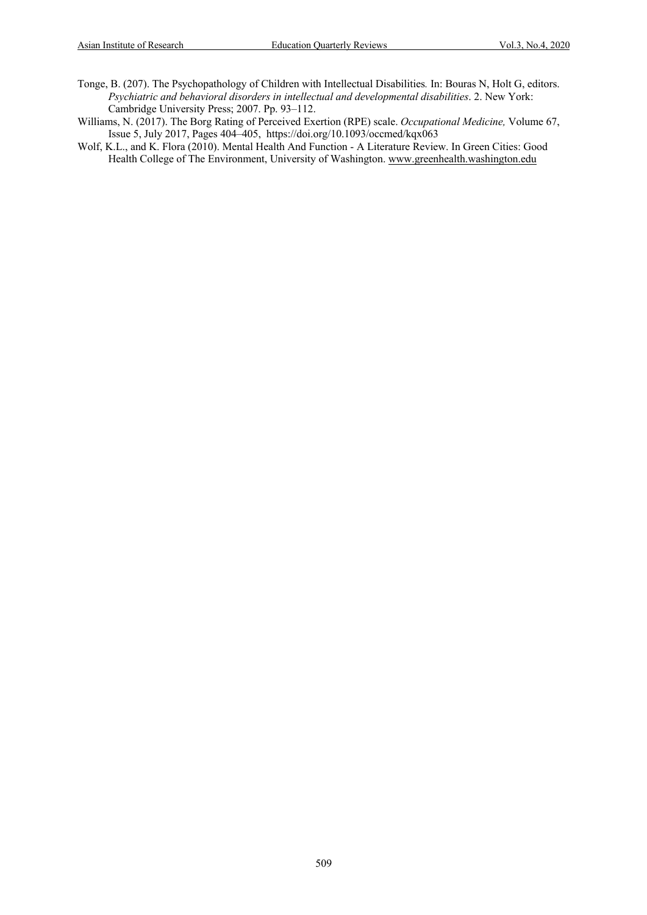Tonge, B. (207). The Psychopathology of Children with Intellectual Disabilities*.* In: Bouras N, Holt G, editors. *Psychiatric and behavioral disorders in intellectual and developmental disabilities*. 2. New York: Cambridge University Press; 2007. Pp. 93–112.

Williams, N. (2017). The Borg Rating of Perceived Exertion (RPE) scale. *Occupational Medicine,* Volume 67, Issue 5, July 2017, Pages 404–405, https://doi.org/10.1093/occmed/kqx063

Wolf, K.L., and K. Flora (2010). Mental Health And Function - A Literature Review. In Green Cities: Good Health College of The Environment, University of Washington. www.greenhealth.washington.edu